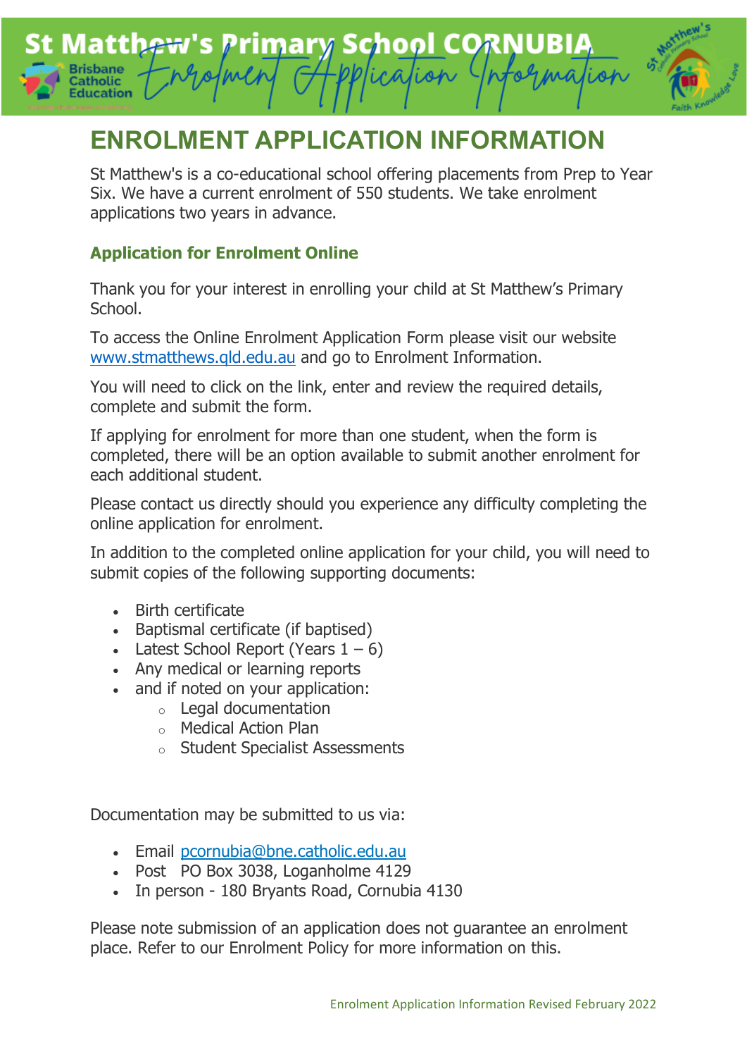# ENROLMENT APPLICATION INFORMATION

St Matthew's is a co-educational school offering placements from Prep to Year Six. We have a current enrolment of 550 students. We take enrolment applications two years in advance.

## Application for Enrolment Online

Thank you for your interest in enrolling your child at St Matthew's Primary School.

To access the Online Enrolment Application Form please visit our website www.stmatthews.qld.edu.au and go to Enrolment Information.

You will need to click on the link, enter and review the required details, complete and submit the form.

If applying for enrolment for more than one student, when the form is completed, there will be an option available to submit another enrolment for each additional student.

Please contact us directly should you experience any difficulty completing the online application for enrolment.

In addition to the completed online application for your child, you will need to submit copies of the following supporting documents:

- Birth certificate
- Baptismal certificate (if baptised)
- Latest School Report (Years 1 – 6)
- Any medical or learning reports
- and if noted on your application:
  - Legal documentation
  - Medical Action Plan
  - Student Specialist Assessments

Documentation may be submitted to us via:

- Email pcornubia@bne.catholic.edu.au
- Post PO Box 3038, Loganholme 4129
- In person - 180 Bryants Road, Cornubia 4130

Please note submission of an application does not guarantee an enrolment place. Refer to our Enrolment Policy for more information on this.

Enrolment Application Information Revised February 2022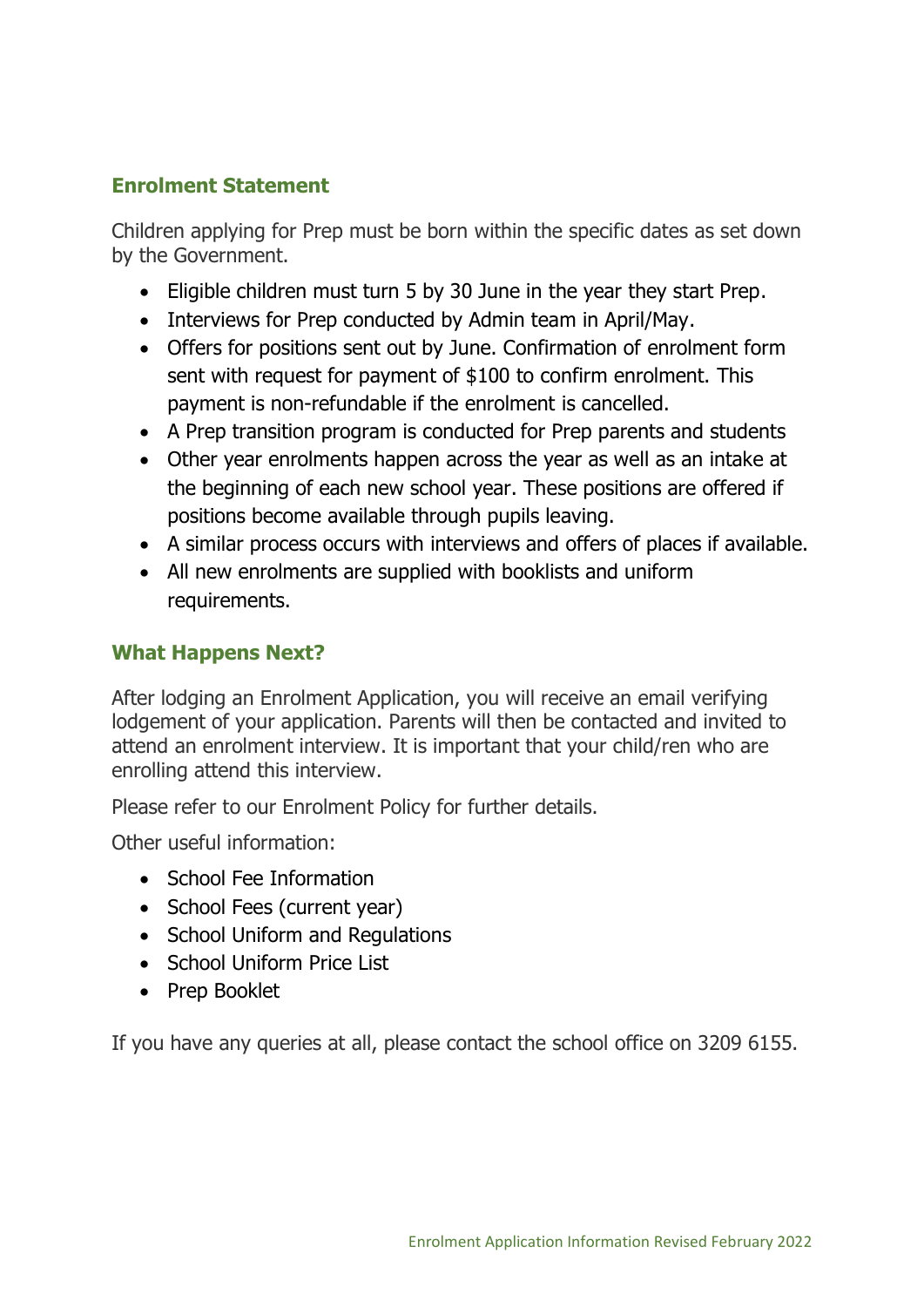## Enrolment Statement

Children applying for Prep must be born within the specific dates as set down by the Government.

- Eligible children must turn 5 by 30 June in the year they start Prep.
- Interviews for Prep conducted by Admin team in April/May.
- Offers for positions sent out by June. Confirmation of enrolment form sent with request for payment of $100 to confirm enrolment. This payment is non-refundable if the enrolment is cancelled.
- A Prep transition program is conducted for Prep parents and students
- Other year enrolments happen across the year as well as an intake at the beginning of each new school year. These positions are offered if positions become available through pupils leaving.
- A similar process occurs with interviews and offers of places if available.
- All new enrolments are supplied with booklists and uniform requirements.

## What Happens Next?

After lodging an Enrolment Application, you will receive an email verifying lodgement of your application. Parents will then be contacted and invited to attend an enrolment interview. It is important that your child/ren who are enrolling attend this interview.

Please refer to our Enrolment Policy for further details.

Other useful information:

- School Fee Information
- School Fees (current year)
- School Uniform and Regulations
- School Uniform Price List
- Prep Booklet

If you have any queries at all, please contact the school office on 3209 6155.

Enrolment Application Information Revised February 2022